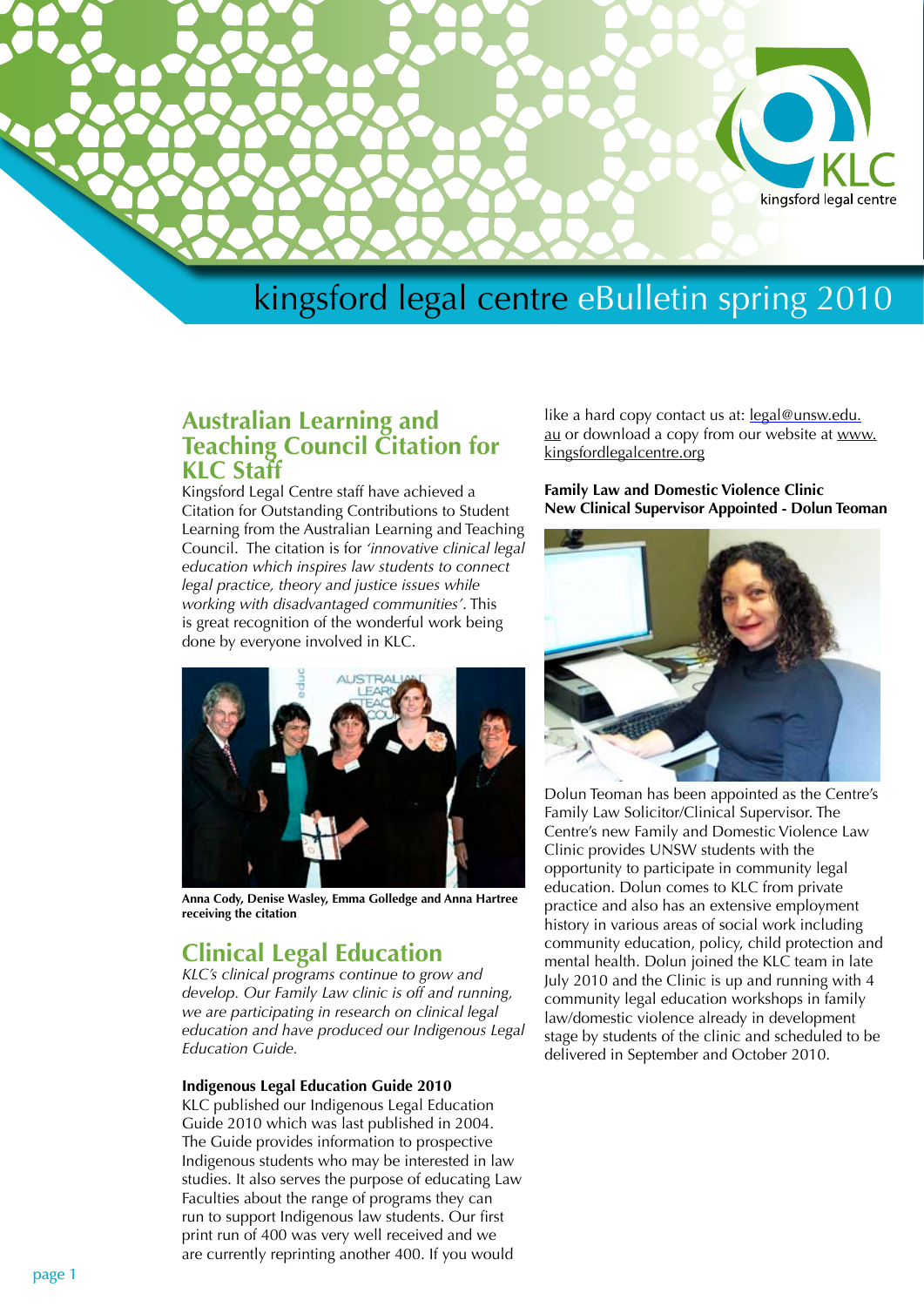# kingsford legal centre eBulletin spring 2010

## Australian Learning and Teaching Council Citation for KLC Staff

Kingsford Legal Centre staff have achieved a Citation for Outstanding Contributions to Student Learning from the Australian Learning and Teaching Council. The citation is for *'innovative clinical legal education which inspires law students to connect legal practice, theory and justice issues while working with disadvantaged communities'*. This is great recognition of the wonderful work being done by everyone involved in KLC.

**Anna Cody, Denise Wasley, Emma Golledge and Anna Hartree receiving the citation**

## Clinical Legal Education

*KLC's clinical programs continue to grow and develop. Our Family Law clinic is off and running, we are participating in research on clinical legal education and have produced our Indigenous Legal Education Guide.*

**Indigenous Legal Education Guide 2010**

KLC published our Indigenous Legal Education Guide 2010 which was last published in 2004. The Guide provides information to prospective Indigenous students who may be interested in law studies. It also serves the purpose of educating Law Faculties about the range of programs they can run to support Indigenous law students. Our first print run of 400 was very well received and we are currently reprinting another 400. If you would like a hard copy contact us at: legal@unsw.edu.au or download a copy from our website at www.kingsfordlegalcentre.org

**Family Law and Domestic Violence Clinic**
**New Clinical Supervisor Appointed - Dolun Teoman**

Dolun Teoman has been appointed as the Centre's Family Law Solicitor/Clinical Supervisor. The Centre's new Family and Domestic Violence Law Clinic provides UNSW students with the opportunity to participate in community legal education. Dolun comes to KLC from private practice and also has an extensive employment history in various areas of social work including community education, policy, child protection and mental health. Dolun joined the KLC team in late July 2010 and the Clinic is up and running with 4 community legal education workshops in family law/domestic violence already in development stage by students of the clinic and scheduled to be delivered in September and October 2010.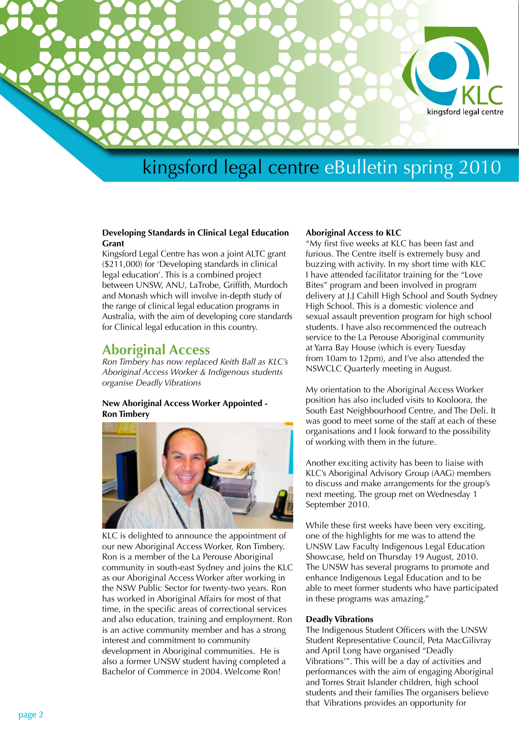# kingsford legal centre eBulletin spring 2010

**Developing Standards in Clinical Legal Education Grant**

Kingsford Legal Centre has won a joint ALTC grant ($211,000) for 'Developing standards in clinical legal education'. This is a combined project between UNSW, ANU, LaTrobe, Griffith, Murdoch and Monash which will involve in-depth study of the range of clinical legal education programs in Australia, with the aim of developing core standards for Clinical legal education in this country.

## Aboriginal Access

*Ron Timbery has now replaced Keith Ball as KLC's Aboriginal Access Worker & Indigenous students organise Deadly Vibrations*

**New Aboriginal Access Worker Appointed - Ron Timbery**

KLC is delighted to announce the appointment of our new Aboriginal Access Worker, Ron Timbery. Ron is a member of the La Perouse Aboriginal community in south-east Sydney and joins the KLC as our Aboriginal Access Worker after working in the NSW Public Sector for twenty-two years. Ron has worked in Aboriginal Affairs for most of that time, in the specific areas of correctional services and also education, training and employment. Ron is an active community member and has a strong interest and commitment to community development in Aboriginal communities. He is also a former UNSW student having completed a Bachelor of Commerce in 2004. Welcome Ron!

**Aboriginal Access to KLC**

"My first five weeks at KLC has been fast and furious. The Centre itself is extremely busy and buzzing with activity. In my short time with KLC I have attended facilitator training for the "Love Bites" program and been involved in program delivery at J.J Cahill High School and South Sydney High School. This is a domestic violence and sexual assault prevention program for high school students. I have also recommenced the outreach service to the La Perouse Aboriginal community at Yarra Bay House (which is every Tuesday from 10am to 12pm), and I've also attended the NSWCLC Quarterly meeting in August.

My orientation to the Aboriginal Access Worker position has also included visits to Kooloora, the South East Neighbourhood Centre, and The Deli. It was good to meet some of the staff at each of these organisations and I look forward to the possibility of working with them in the future.

Another exciting activity has been to liaise with KLC's Aboriginal Advisory Group (AAG) members to discuss and make arrangements for the group's next meeting. The group met on Wednesday 1 September 2010.

While these first weeks have been very exciting, one of the highlights for me was to attend the UNSW Law Faculty Indigenous Legal Education Showcase, held on Thursday 19 August, 2010. The UNSW has several programs to promote and enhance Indigenous Legal Education and to be able to meet former students who have participated in these programs was amazing."

**Deadly Vibrations**

The Indigenous Student Officers with the UNSW Student Representative Council, Peta MacGilivray and April Long have organised "Deadly Vibrations'". This will be a day of activities and performances with the aim of engaging Aboriginal and Torres Strait Islander children, high school students and their families The organisers believe that Vibrations provides an opportunity for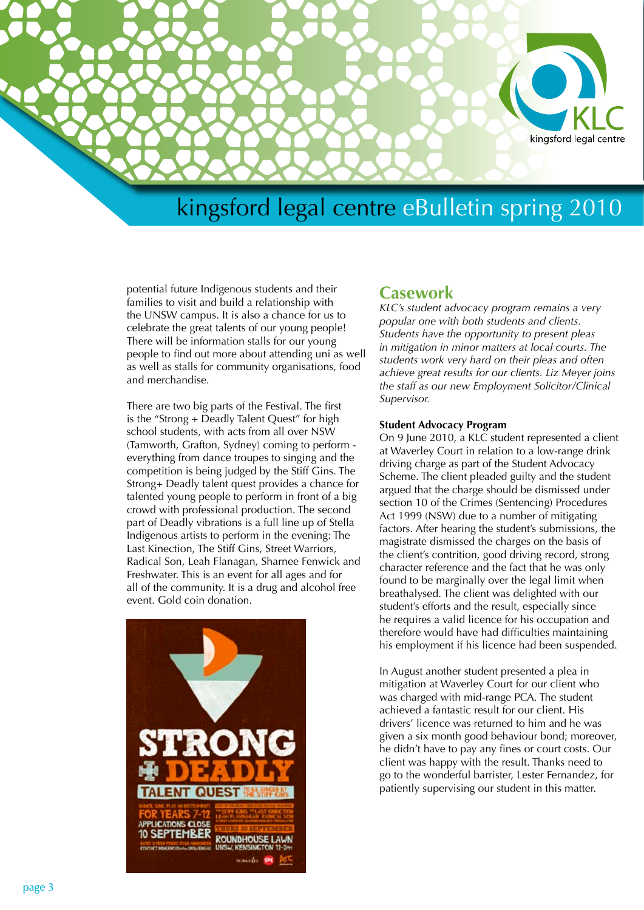potential future Indigenous students and their families to visit and build a relationship with the UNSW campus. It is also a chance for us to celebrate the great talents of our young people! There will be information stalls for our young people to find out more about attending uni as well as well as stalls for community organisations, food and merchandise.

There are two big parts of the Festival. The first is the "Strong + Deadly Talent Quest" for high school students, with acts from all over NSW (Tamworth, Grafton, Sydney) coming to perform - everything from dance troupes to singing and the competition is being judged by the Stiff Gins. The Strong+ Deadly talent quest provides a chance for talented young people to perform in front of a big crowd with professional production. The second part of Deadly vibrations is a full line up of Stella Indigenous artists to perform in the evening: The Last Kinection, The Stiff Gins, Street Warriors, Radical Son, Leah Flanagan, Sharnee Fenwick and Freshwater. This is an event for all ages and for all of the community. It is a drug and alcohol free event. Gold coin donation.

## Casework

*KLC's student advocacy program remains a very popular one with both students and clients. Students have the opportunity to present pleas in mitigation in minor matters at local courts. The students work very hard on their pleas and often achieve great results for our clients. Liz Meyer joins the staff as our new Employment Solicitor/Clinical Supervisor.*

### Student Advocacy Program

On 9 June 2010, a KLC student represented a client at Waverley Court in relation to a low-range drink driving charge as part of the Student Advocacy Scheme. The client pleaded guilty and the student argued that the charge should be dismissed under section 10 of the Crimes (Sentencing) Procedures Act 1999 (NSW) due to a number of mitigating factors. After hearing the student's submissions, the magistrate dismissed the charges on the basis of the client's contrition, good driving record, strong character reference and the fact that he was only found to be marginally over the legal limit when breathalysed. The client was delighted with our student's efforts and the result, especially since he requires a valid licence for his occupation and therefore would have had difficulties maintaining his employment if his licence had been suspended.

In August another student presented a plea in mitigation at Waverley Court for our client who was charged with mid-range PCA. The student achieved a fantastic result for our client. His drivers' licence was returned to him and he was given a six month good behaviour bond; moreover, he didn't have to pay any fines or court costs. Our client was happy with the result. Thanks need to go to the wonderful barrister, Lester Fernandez, for patiently supervising our student in this matter.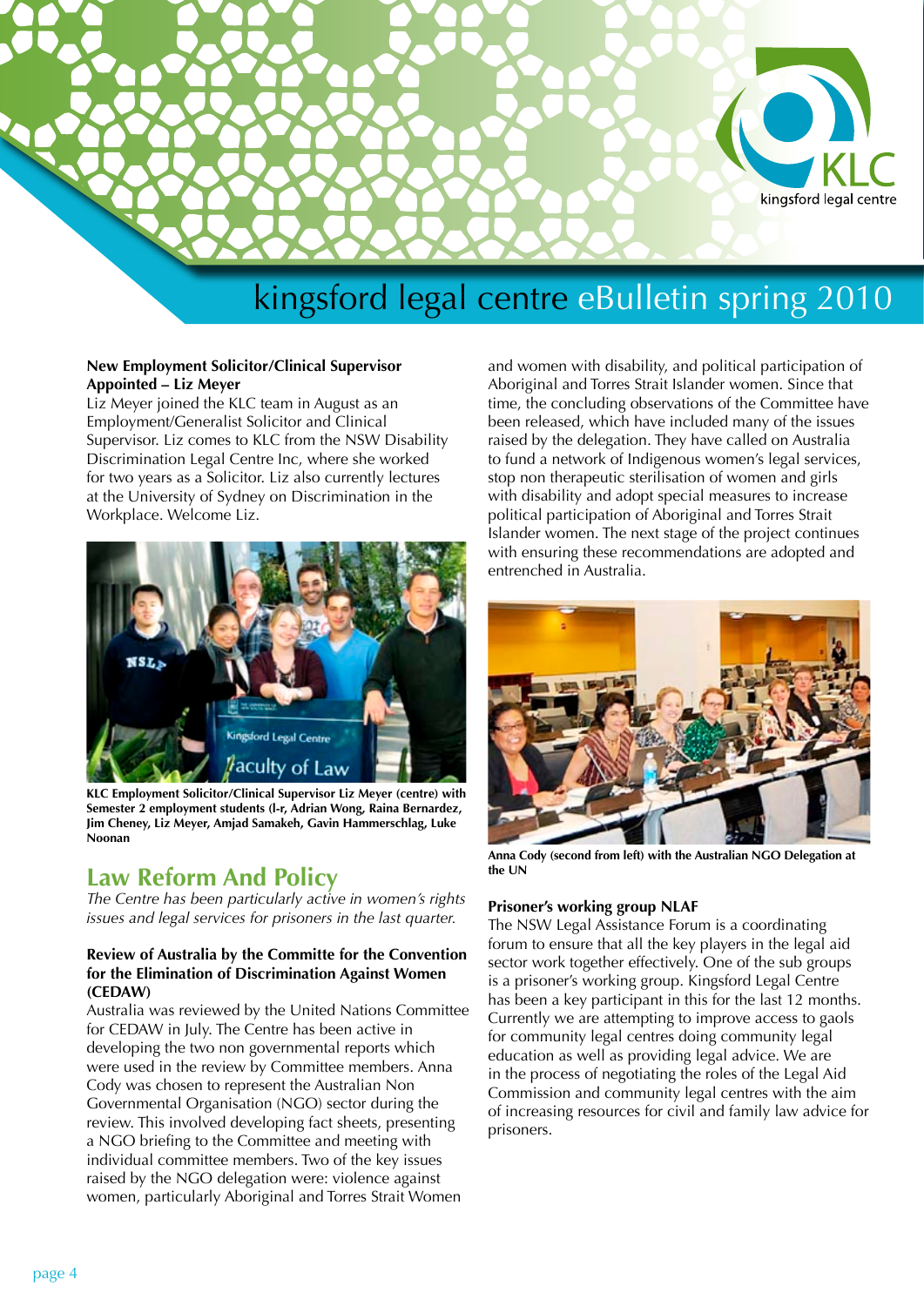# kingsford legal centre eBulletin spring 2010

**New Employment Solicitor/Clinical Supervisor Appointed – Liz Meyer**

Liz Meyer joined the KLC team in August as an Employment/Generalist Solicitor and Clinical Supervisor. Liz comes to KLC from the NSW Disability Discrimination Legal Centre Inc, where she worked for two years as a Solicitor. Liz also currently lectures at the University of Sydney on Discrimination in the Workplace. Welcome Liz.

**KLC Employment Solicitor/Clinical Supervisor Liz Meyer (centre) with Semester 2 employment students (l-r, Adrian Wong, Raina Bernardez, Jim Cheney, Liz Meyer, Amjad Samakeh, Gavin Hammerschlag, Luke Noonan**

## Law Reform And Policy

*The Centre has been particularly active in women's rights issues and legal services for prisoners in the last quarter.*

**Review of Australia by the Committe for the Convention for the Elimination of Discrimination Against Women (CEDAW)**

Australia was reviewed by the United Nations Committee for CEDAW in July. The Centre has been active in developing the two non governmental reports which were used in the review by Committee members. Anna Cody was chosen to represent the Australian Non Governmental Organisation (NGO) sector during the review. This involved developing fact sheets, presenting a NGO briefing to the Committee and meeting with individual committee members. Two of the key issues raised by the NGO delegation were: violence against women, particularly Aboriginal and Torres Strait Women and women with disability, and political participation of Aboriginal and Torres Strait Islander women. Since that time, the concluding observations of the Committee have been released, which have included many of the issues raised by the delegation. They have called on Australia to fund a network of Indigenous women's legal services, stop non therapeutic sterilisation of women and girls with disability and adopt special measures to increase political participation of Aboriginal and Torres Strait Islander women. The next stage of the project continues with ensuring these recommendations are adopted and entrenched in Australia.

**Anna Cody (second from left) with the Australian NGO Delegation at the UN**

**Prisoner's working group NLAF**

The NSW Legal Assistance Forum is a coordinating forum to ensure that all the key players in the legal aid sector work together effectively. One of the sub groups is a prisoner's working group. Kingsford Legal Centre has been a key participant in this for the last 12 months. Currently we are attempting to improve access to gaols for community legal centres doing community legal education as well as providing legal advice. We are in the process of negotiating the roles of the Legal Aid Commission and community legal centres with the aim of increasing resources for civil and family law advice for prisoners.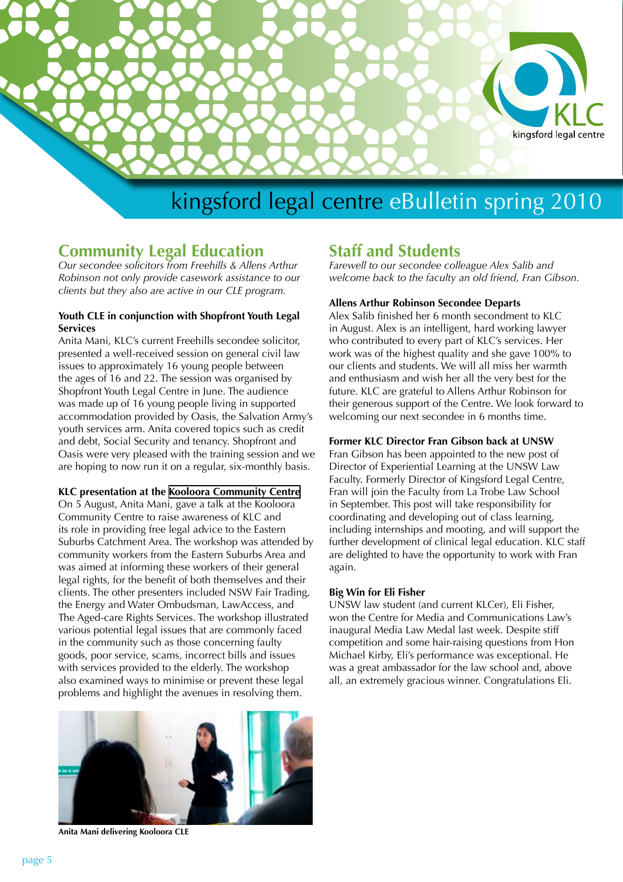# kingsford legal centre eBulletin spring 2010

## Community Legal Education

*Our secondee solicitors from Freehills & Allens Arthur Robinson not only provide casework assistance to our clients but they also are active in our CLE program.*

**Youth CLE in conjunction with Shopfront Youth Legal Services**

Anita Mani, KLC's current Freehills secondee solicitor, presented a well-received session on general civil law issues to approximately 16 young people between the ages of 16 and 22. The session was organised by Shopfront Youth Legal Centre in June. The audience was made up of 16 young people living in supported accommodation provided by Oasis, the Salvation Army's youth services arm. Anita covered topics such as credit and debt, Social Security and tenancy. Shopfront and Oasis were very pleased with the training session and we are hoping to now run it on a regular, six-monthly basis.

**KLC presentation at the Kooloora Community Centre**

On 5 August, Anita Mani, gave a talk at the Kooloora Community Centre to raise awareness of KLC and its role in providing free legal advice to the Eastern Suburbs Catchment Area. The workshop was attended by community workers from the Eastern Suburbs Area and was aimed at informing these workers of their general legal rights, for the benefit of both themselves and their clients. The other presenters included NSW Fair Trading, the Energy and Water Ombudsman, LawAccess, and The Aged-care Rights Services. The workshop illustrated various potential legal issues that are commonly faced in the community such as those concerning faulty goods, poor service, scams, incorrect bills and issues with services provided to the elderly. The workshop also examined ways to minimise or prevent these legal problems and highlight the avenues in resolving them.

**Anita Mani delivering Kooloora CLE**

## Staff and Students

*Farewell to our secondee colleague Alex Salib and welcome back to the faculty an old friend, Fran Gibson.*

**Allens Arthur Robinson Secondee Departs**

Alex Salib finished her 6 month secondment to KLC in August. Alex is an intelligent, hard working lawyer who contributed to every part of KLC's services. Her work was of the highest quality and she gave 100% to our clients and students. We will all miss her warmth and enthusiasm and wish her all the very best for the future. KLC are grateful to Allens Arthur Robinson for their generous support of the Centre. We look forward to welcoming our next secondee in 6 months time.

**Former KLC Director Fran Gibson back at UNSW**

Fran Gibson has been appointed to the new post of Director of Experiential Learning at the UNSW Law Faculty. Formerly Director of Kingsford Legal Centre, Fran will join the Faculty from La Trobe Law School in September. This post will take responsibility for coordinating and developing out of class learning, including internships and mooting, and will support the further development of clinical legal education. KLC staff are delighted to have the opportunity to work with Fran again.

**Big Win for Eli Fisher**

UNSW law student (and current KLCer), Eli Fisher, won the Centre for Media and Communications Law's inaugural Media Law Medal last week. Despite stiff competition and some hair-raising questions from Hon Michael Kirby, Eli's performance was exceptional. He was a great ambassador for the law school and, above all, an extremely gracious winner. Congratulations Eli.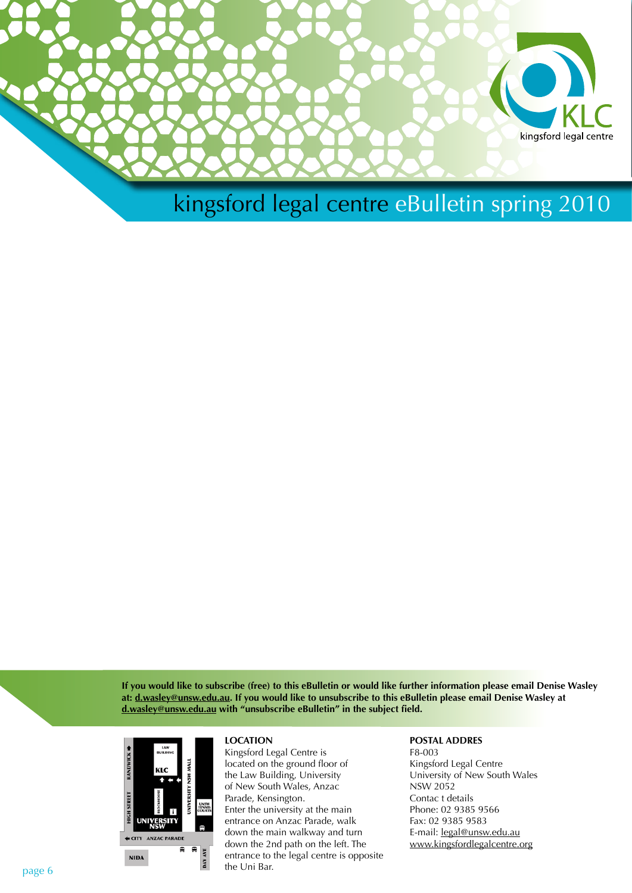# kingsford legal centre eBulletin spring 2010

**If you would like to subscribe (free) to this eBulletin or would like further information please email Denise Wasley at: d.wasley@unsw.edu.au. If you would like to unsubscribe to this eBulletin please email Denise Wasley at d.wasley@unsw.edu.au with "unsubscribe eBulletin" in the subject field.**

**LOCATION**

Kingsford Legal Centre is located on the ground floor of the Law Building, University of New South Wales, Anzac Parade, Kensington.
Enter the university at the main entrance on Anzac Parade, walk down the main walkway and turn down the 2nd path on the left. The entrance to the legal centre is opposite the Uni Bar.

**POSTAL ADDRES**

F8-003
Kingsford Legal Centre
University of New South Wales
NSW 2052
Contac t details
Phone: 02 9385 9566
Fax: 02 9385 9583
E-mail: legal@unsw.edu.au
www.kingsfordlegalcentre.org